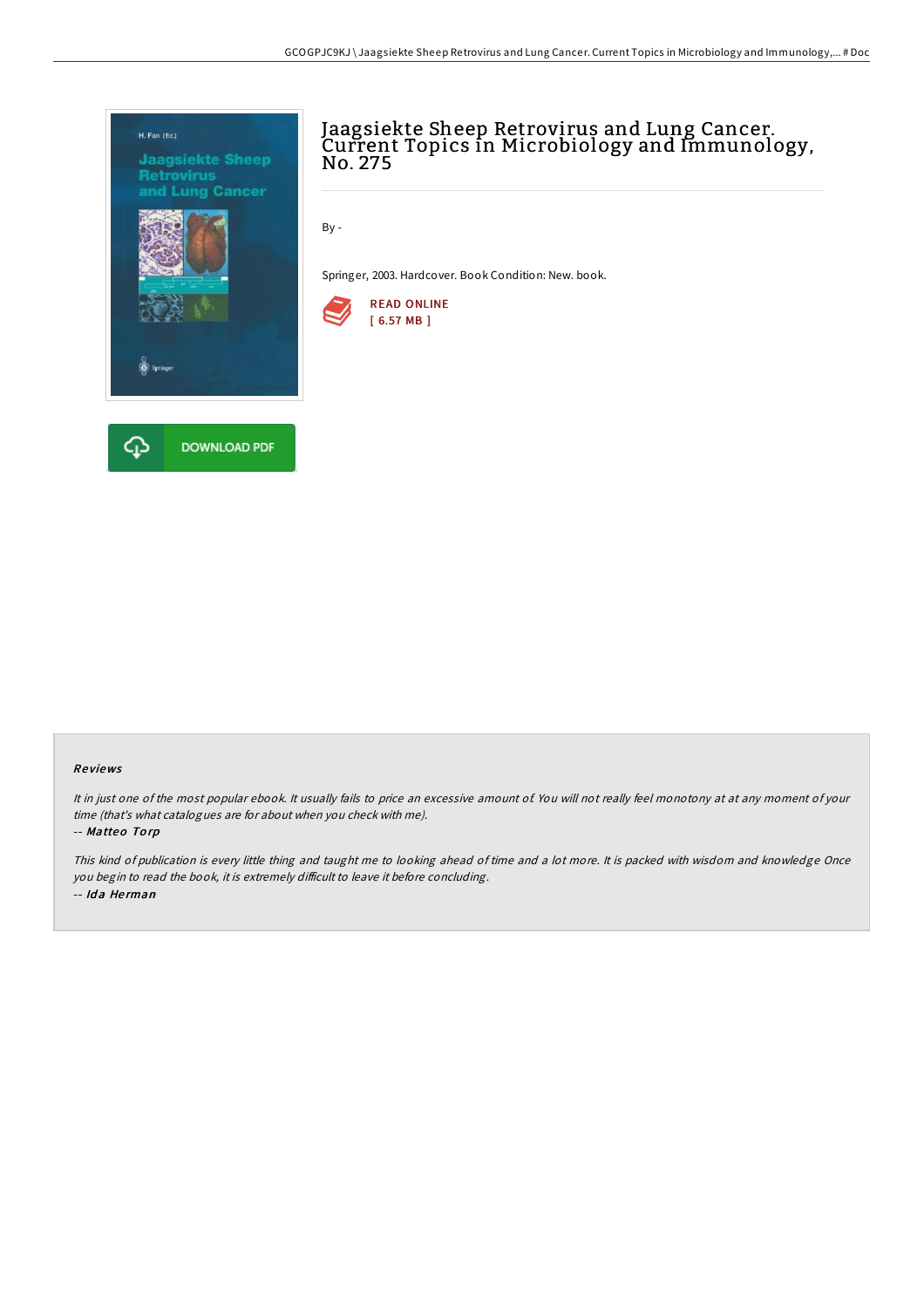# Jaagsiekte Sheep Retrovirus and Lung Cancer. Current Topics in Microbiology and Immunology, No. 275

By -

Springer, 2003. Hardcover. Book Condition: New. book.

READ ONLINE
[ 6.57 MB ]

DOWNLOAD PDF

## Reviews

*It in just one of the most popular ebook. It usually fails to price an excessive amount of. You will not really feel monotony at at any moment of your time (that's what catalogues are for about when you check with me).*

-- *Matteo Torp*

*This kind of publication is every little thing and taught me to looking ahead of time and a lot more. It is packed with wisdom and knowledge Once you begin to read the book, it is extremely difficult to leave it before concluding.*

-- *Ida Herman*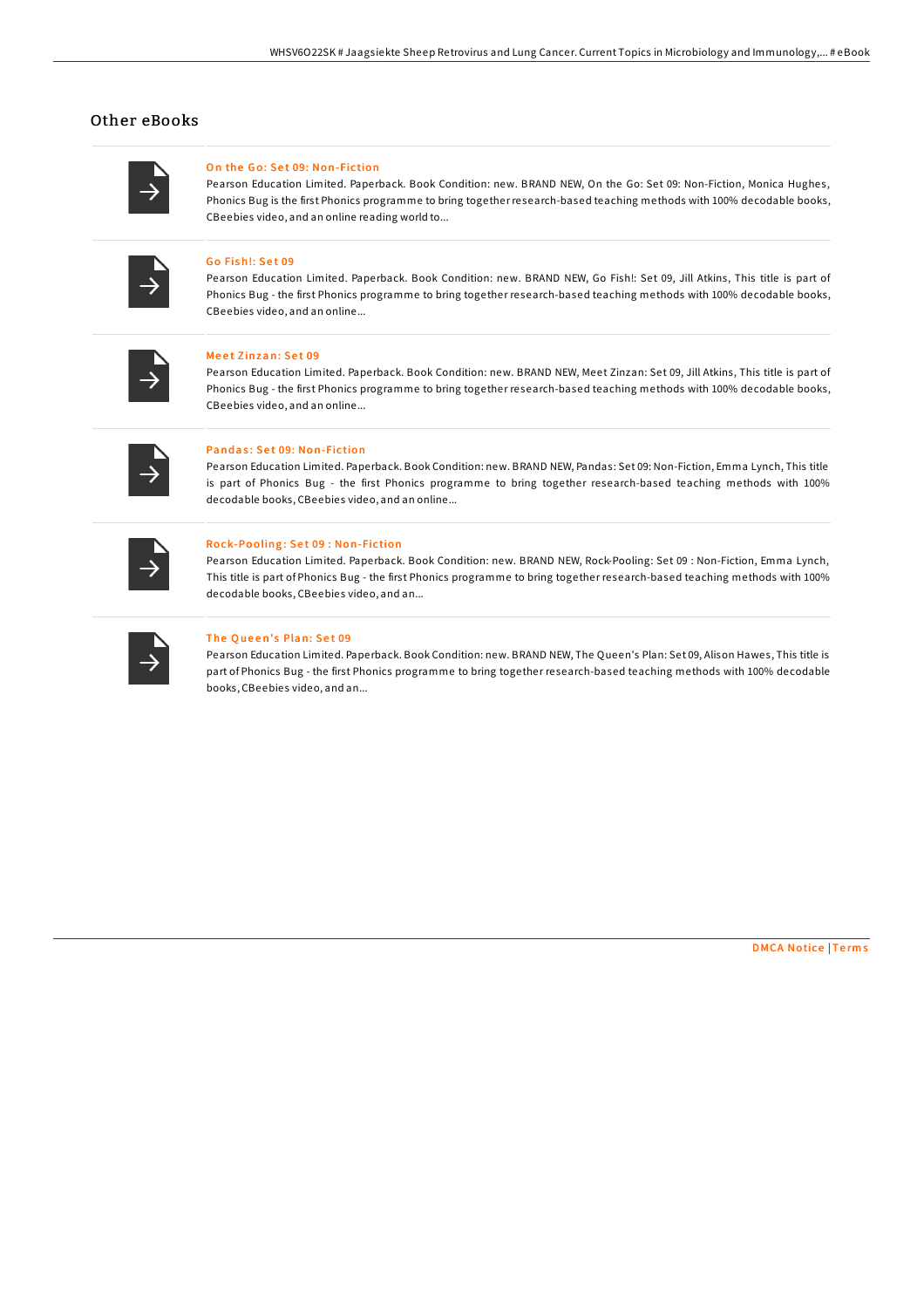## Other eBooks

### On the Go: Set 09: Non-Fiction

Pearson Education Limited. Paperback. Book Condition: new. BRAND NEW, On the Go: Set 09: Non-Fiction, Monica Hughes, Phonics Bug is the first Phonics programme to bring together research-based teaching methods with 100% decodable books, CBeebies video, and an online reading world to...

### Go Fish!: Set 09

Pearson Education Limited. Paperback. Book Condition: new. BRAND NEW, Go Fish!: Set 09, Jill Atkins, This title is part of Phonics Bug - the first Phonics programme to bring together research-based teaching methods with 100% decodable books, CBeebies video, and an online...

### Meet Zinzan: Set 09

Pearson Education Limited. Paperback. Book Condition: new. BRAND NEW, Meet Zinzan: Set 09, Jill Atkins, This title is part of Phonics Bug - the first Phonics programme to bring together research-based teaching methods with 100% decodable books, CBeebies video, and an online...

### Pandas: Set 09: Non-Fiction

Pearson Education Limited. Paperback. Book Condition: new. BRAND NEW, Pandas: Set 09: Non-Fiction, Emma Lynch, This title is part of Phonics Bug - the first Phonics programme to bring together research-based teaching methods with 100% decodable books, CBeebies video, and an online...

### Rock-Pooling: Set 09 : Non-Fiction

Pearson Education Limited. Paperback. Book Condition: new. BRAND NEW, Rock-Pooling: Set 09 : Non-Fiction, Emma Lynch, This title is part of Phonics Bug - the first Phonics programme to bring together research-based teaching methods with 100% decodable books, CBeebies video, and an...

### The Queen's Plan: Set 09

Pearson Education Limited. Paperback. Book Condition: new. BRAND NEW, The Queen's Plan: Set 09, Alison Hawes, This title is part of Phonics Bug - the first Phonics programme to bring together research-based teaching methods with 100% decodable books, CBeebies video, and an...